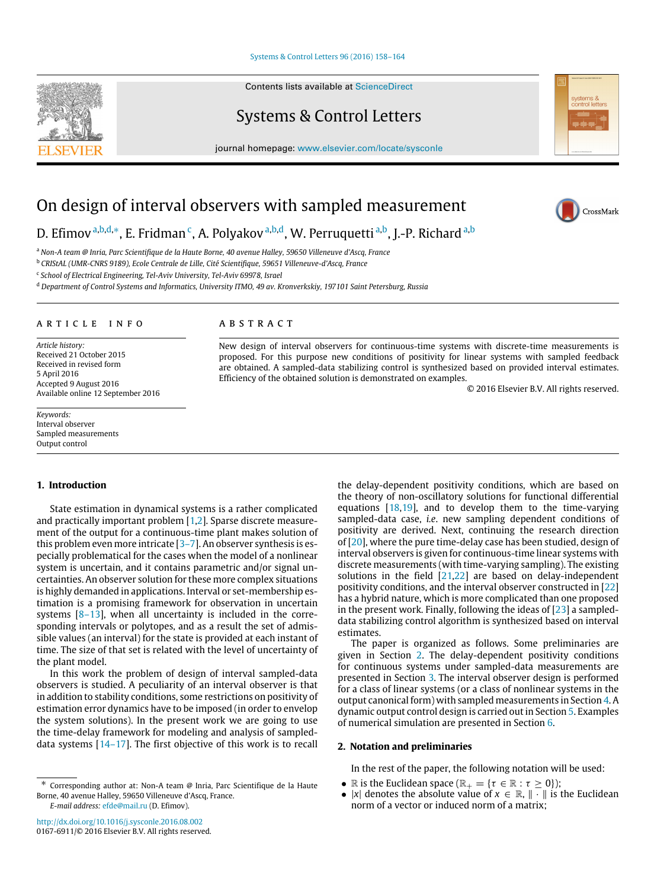# On design of interval observers with sampled measurement

D. Efimov [a,b,d,*], E. Fridman [c], A. Polyakov [a,b,d], W. Perruquetti [a,b], J.-P. Richard [a,b]

[a] *Non-A team @ Inria, Parc Scientifique de la Haute Borne, 40 avenue Halley, 59650 Villeneuve d'Ascq, France*

[b] *CRIStAL (UMR-CNRS 9189), Ecole Centrale de Lille, Cité Scientifique, 59651 Villeneuve-d'Ascq, France*

[c] *School of Electrical Engineering, Tel-Aviv University, Tel-Aviv 69978, Israel*

[d] *Department of Control Systems and Informatics, University ITMO, 49 av. Kronverkskiy, 197101 Saint Petersburg, Russia*

**ARTICLE INFO**

*Article history:*
Received 21 October 2015
Received in revised form
5 April 2016
Accepted 9 August 2016
Available online 12 September 2016

*Keywords:*
Interval observer
Sampled measurements
Output control

**ABSTRACT**

New design of interval observers for continuous-time systems with discrete-time measurements is proposed. For this purpose new conditions of positivity for linear systems with sampled feedback are obtained. A sampled-data stabilizing control is synthesized based on provided interval estimates. Efficiency of the obtained solution is demonstrated on examples.

© 2016 Elsevier B.V. All rights reserved.

## 1. Introduction

State estimation in dynamical systems is a rather complicated and practically important problem [1,2]. Sparse discrete measurement of the output for a continuous-time plant makes solution of this problem even more intricate [3–7]. An observer synthesis is especially problematical for the cases when the model of a nonlinear system is uncertain, and it contains parametric and/or signal uncertainties. An observer solution for these more complex situations is highly demanded in applications. Interval or set-membership estimation is a promising framework for observation in uncertain systems [8–13], when all uncertainty is included in the corresponding intervals or polytopes, and as a result the set of admissible values (an interval) for the state is provided at each instant of time. The size of that set is related with the level of uncertainty of the plant model.

In this work the problem of design of interval sampled-data observers is studied. A peculiarity of an interval observer is that in addition to stability conditions, some restrictions on positivity of estimation error dynamics have to be imposed (in order to envelop the system solutions). In the present work we are going to use the time-delay framework for modeling and analysis of sampled-data systems [14–17]. The first objective of this work is to recall the delay-dependent positivity conditions, which are based on the theory of non-oscillatory solutions for functional differential equations [18,19], and to develop them to the time-varying sampled-data case, *i.e.* new sampling dependent conditions of positivity are derived. Next, continuing the research direction of [20], where the pure time-delay case has been studied, design of interval observers is given for continuous-time linear systems with discrete measurements (with time-varying sampling). The existing solutions in the field [21,22] are based on delay-independent positivity conditions, and the interval observer constructed in [22] has a hybrid nature, which is more complicated than one proposed in the present work. Finally, following the ideas of [23] a sampled-data stabilizing control algorithm is synthesized based on interval estimates.

The paper is organized as follows. Some preliminaries are given in Section 2. The delay-dependent positivity conditions for continuous systems under sampled-data measurements are presented in Section 3. The interval observer design is performed for a class of linear systems (or a class of nonlinear systems in the output canonical form) with sampled measurements in Section 4. A dynamic output control design is carried out in Section 5. Examples of numerical simulation are presented in Section 6.

## 2. Notation and preliminaries

In the rest of the paper, the following notation will be used:

- $\mathbb{R}$ is the Euclidean space ($\mathbb{R}_+ = \{\tau \in \mathbb{R} : \tau \geq 0\}$);
- $|x|$ denotes the absolute value of $x \in \mathbb{R}$, $\| \cdot \|$ is the Euclidean norm of a vector or induced norm of a matrix;

---

* Corresponding author at: Non-A team @ Inria, Parc Scientifique de la Haute Borne, 40 avenue Halley, 59650 Villeneuve d'Ascq, France.
*E-mail address:* efde@mail.ru (D. Efimov).

http://dx.doi.org/10.1016/j.sysconle.2016.08.002
0167-6911/© 2016 Elsevier B.V. All rights reserved.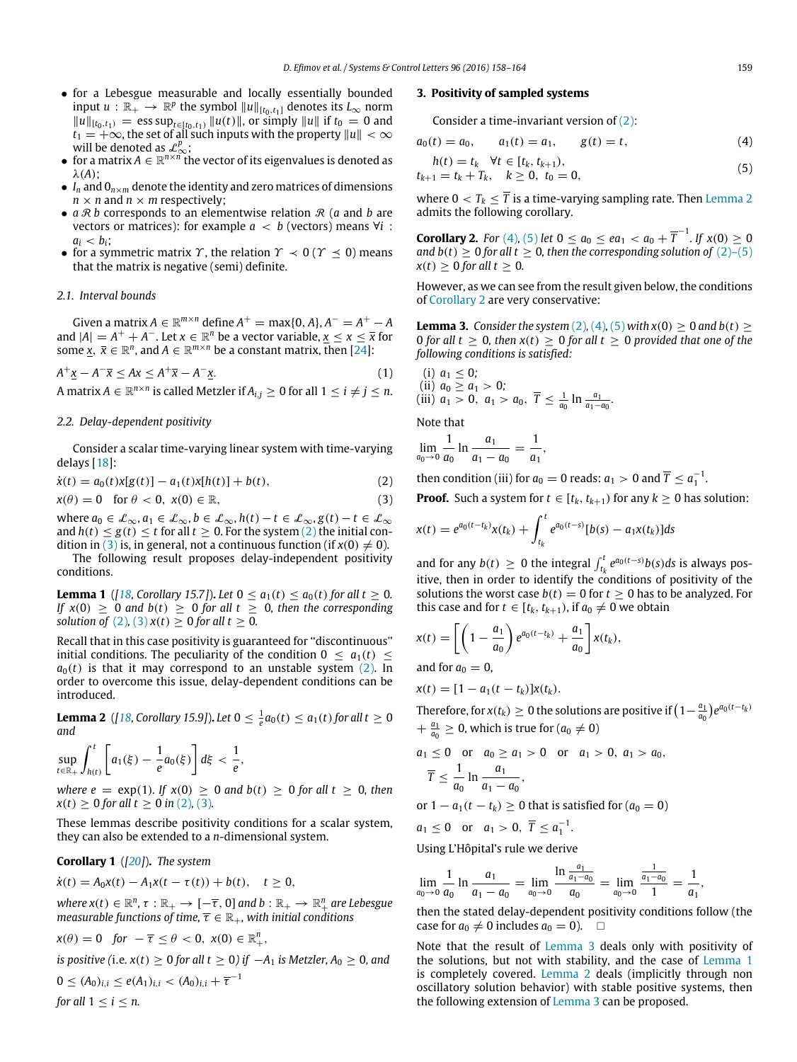- for a Lebesgue measurable and locally essentially bounded input $u : \mathbb{R}_+ \to \mathbb{R}^p$ the symbol $\|u\|_{[t_0,t_1]}$ denotes its $L_\infty$ norm $\|u\|_{[t_0,t_1)} = \text{ess}\sup_{t\in[t_0,t_1)} \|u(t)\|$, or simply $\|u\|$ if $t_0 = 0$ and $t_1 = +\infty$, the set of all such inputs with the property $\|u\| < \infty$ will be denoted as $\mathcal{L}_\infty^p$;
- for a matrix $A \in \mathbb{R}^{n\times n}$ the vector of its eigenvalues is denoted as $\lambda(A)$;
- $I_n$ and $0_{n\times m}$ denote the identity and zero matrices of dimensions $n \times n$ and $n \times m$ respectively;
- $a \mathcal{R} b$ corresponds to an elementwise relation $\mathcal{R}$ ($a$ and $b$ are vectors or matrices): for example $a < b$ (vectors) means $\forall i$ : $a_i < b_i$;
- for a symmetric matrix $\Upsilon$, the relation $\Upsilon \prec 0$ ($\Upsilon \preceq 0$) means that the matrix is negative (semi) definite.

### 2.1. Interval bounds

Given a matrix $A \in \mathbb{R}^{m\times n}$ define $A^+ = \max\{0, A\}$, $A^- = A^+ - A$ and $|A| = A^+ + A^-$. Let $x \in \mathbb{R}^n$ be a vector variable, $\underline{x} \le x \le \overline{x}$ for some $\underline{x}$, $\overline{x} \in \mathbb{R}^n$, and $A \in \mathbb{R}^{m\times n}$ be a constant matrix, then [24]:

$$A^+\underline{x} - A^-\overline{x} \le Ax \le A^+\overline{x} - A^-\underline{x}. \tag{1}$$

A matrix $A \in \mathbb{R}^{n\times n}$ is called Metzler if $A_{i,j} \ge 0$ for all $1 \le i \ne j \le n$.

### 2.2. Delay-dependent positivity

Consider a scalar time-varying linear system with time-varying delays [18]:

$$\dot{x}(t) = a_0(t)x[g(t)] - a_1(t)x[h(t)] + b(t), \tag{2}$$

$$x(\theta) = 0 \quad \text{for } \theta < 0,\ x(0) \in \mathbb{R}, \tag{3}$$

where $a_0 \in \mathcal{L}_\infty, a_1 \in \mathcal{L}_\infty, b \in \mathcal{L}_\infty, h(t) - t \in \mathcal{L}_\infty, g(t) - t \in \mathcal{L}_\infty$ and $h(t) \le g(t) \le t$ for all $t \ge 0$. For the system (2) the initial condition in (3) is, in general, not a continuous function (if $x(0) \ne 0$).

The following result proposes delay-independent positivity conditions.

**Lemma 1** ([18, Corollary 15.7]). *Let $0 \le a_1(t) \le a_0(t)$ for all $t \ge 0$. If $x(0) \ge 0$ and $b(t) \ge 0$ for all $t \ge 0$, then the corresponding solution of (2), (3) $x(t) \ge 0$ for all $t \ge 0$.*

Recall that in this case positivity is guaranteed for "discontinuous" initial conditions. The peculiarity of the condition $0 \le a_1(t) \le a_0(t)$ is that it may correspond to an unstable system (2). In order to overcome this issue, delay-dependent conditions can be introduced.

**Lemma 2** ([18, Corollary 15.9]). *Let $0 \le \frac{1}{e}a_0(t) \le a_1(t)$ for all $t \ge 0$ and*

$$\sup_{t\in\mathbb{R}_+} \int_{h(t)}^{t} \left[a_1(\xi) - \frac{1}{e}a_0(\xi)\right] d\xi < \frac{1}{e},$$

*where $e = \exp(1)$. If $x(0) \ge 0$ and $b(t) \ge 0$ for all $t \ge 0$, then $x(t) \ge 0$ for all $t \ge 0$ in (2), (3).*

These lemmas describe positivity conditions for a scalar system, they can also be extended to a $n$-dimensional system.

**Corollary 1** ([20]). *The system*

$$\dot{x}(t) = A_0x(t) - A_1x(t - \tau(t)) + b(t), \quad t \ge 0,$$

*where $x(t) \in \mathbb{R}^n$, $\tau : \mathbb{R}_+ \to [-\overline{\tau}, 0]$ and $b : \mathbb{R}_+ \to \mathbb{R}_+^n$ are Lebesgue measurable functions of time, $\overline{\tau} \in \mathbb{R}_+$, with initial conditions*

$$x(\theta) = 0 \quad \text{for} \quad -\overline{\tau} \le \theta < 0,\ x(0) \in \mathbb{R}_+^n,$$

*is positive (i.e. $x(t) \ge 0$ for all $t \ge 0$) if $-A_1$ is Metzler, $A_0 \ge 0$, and*

$$0 \le (A_0)_{i,i} \le e(A_1)_{i,i} < (A_0)_{i,i} + \overline{\tau}^{-1}$$

*for all $1 \le i \le n$.*

## 3. Positivity of sampled systems

Consider a time-invariant version of (2):

$$a_0(t) = a_0, \qquad a_1(t) = a_1, \qquad g(t) = t, \tag{4}$$

$$h(t) = t_k \quad \forall t \in [t_k, t_{k+1}), \\ t_{k+1} = t_k + T_k, \quad k \ge 0,\ t_0 = 0, \tag{5}$$

where $0 < T_k \le \overline{T}$ is a time-varying sampling rate. Then Lemma 2 admits the following corollary.

**Corollary 2.** *For (4), (5) let $0 \le a_0 \le ea_1 < a_0 + \overline{T}^{-1}$. If $x(0) \ge 0$ and $b(t) \ge 0$ for all $t \ge 0$, then the corresponding solution of (2)–(5) $x(t) \ge 0$ for all $t \ge 0$.*

However, as we can see from the result given below, the conditions of Corollary 2 are very conservative:

**Lemma 3.** *Consider the system (2), (4), (5) with $x(0) \ge 0$ and $b(t) \ge 0$ for all $t \ge 0$, then $x(t) \ge 0$ for all $t \ge 0$ provided that one of the following conditions is satisfied:*

(i) $a_1 \le 0$;
(ii) $a_0 \ge a_1 > 0$;
(iii) $a_1 > 0,\ a_1 > a_0,\ \overline{T} \le \frac{1}{a_0}\ln\frac{a_1}{a_1 - a_0}$.

Note that

$$\lim_{a_0\to 0} \frac{1}{a_0} \ln \frac{a_1}{a_1 - a_0} = \frac{1}{a_1},$$

then condition (iii) for $a_0 = 0$ reads: $a_1 > 0$ and $\overline{T} \le a_1^{-1}$.

**Proof.** Such a system for $t \in [t_k, t_{k+1})$ for any $k \ge 0$ has solution:

$$x(t) = e^{a_0(t-t_k)}x(t_k) + \int_{t_k}^{t} e^{a_0(t-s)}[b(s) - a_1x(t_k)]ds$$

and for any $b(t) \ge 0$ the integral $\int_{t_k}^{t} e^{a_0(t-s)}b(s)ds$ is always positive, then in order to identify the conditions of positivity of the solutions the worst case $b(t) = 0$ for $t \ge 0$ has to be analyzed. For this case and for $t \in [t_k, t_{k+1})$, if $a_0 \ne 0$ we obtain

$$x(t) = \left[\left(1 - \frac{a_1}{a_0}\right)e^{a_0(t-t_k)} + \frac{a_1}{a_0}\right]x(t_k),$$

and for $a_0 = 0$,

$$x(t) = [1 - a_1(t - t_k)]x(t_k).$$

Therefore, for $x(t_k) \ge 0$ the solutions are positive if $\left(1 - \frac{a_1}{a_0}\right)e^{a_0(t-t_k)} + \frac{a_1}{a_0} \ge 0$, which is true for ($a_0 \ne 0$)

$$a_1 \le 0 \quad \text{or} \quad a_0 \ge a_1 > 0 \quad \text{or} \quad a_1 > 0,\ a_1 > a_0, \\ \overline{T} \le \frac{1}{a_0} \ln \frac{a_1}{a_1 - a_0},$$

or $1 - a_1(t - t_k) \ge 0$ that is satisfied for ($a_0 = 0$)

$$a_1 \le 0 \quad \text{or} \quad a_1 > 0,\ \overline{T} \le a_1^{-1}.$$

Using L'Hôpital's rule we derive

$$\lim_{a_0\to 0} \frac{1}{a_0} \ln \frac{a_1}{a_1 - a_0} = \lim_{a_0\to 0} \frac{\ln \frac{a_1}{a_1-a_0}}{a_0} = \lim_{a_0\to 0} \frac{\frac{1}{a_1-a_0}}{1} = \frac{1}{a_1},$$

then the stated delay-dependent positivity conditions follow (the case for $a_0 \ne 0$ includes $a_0 = 0$). $\square$

Note that the result of Lemma 3 deals only with positivity of the solutions, but not with stability, and the case of Lemma 1 is completely covered. Lemma 2 deals (implicitly through non oscillatory solution behavior) with stable positive systems, then the following extension of Lemma 3 can be proposed.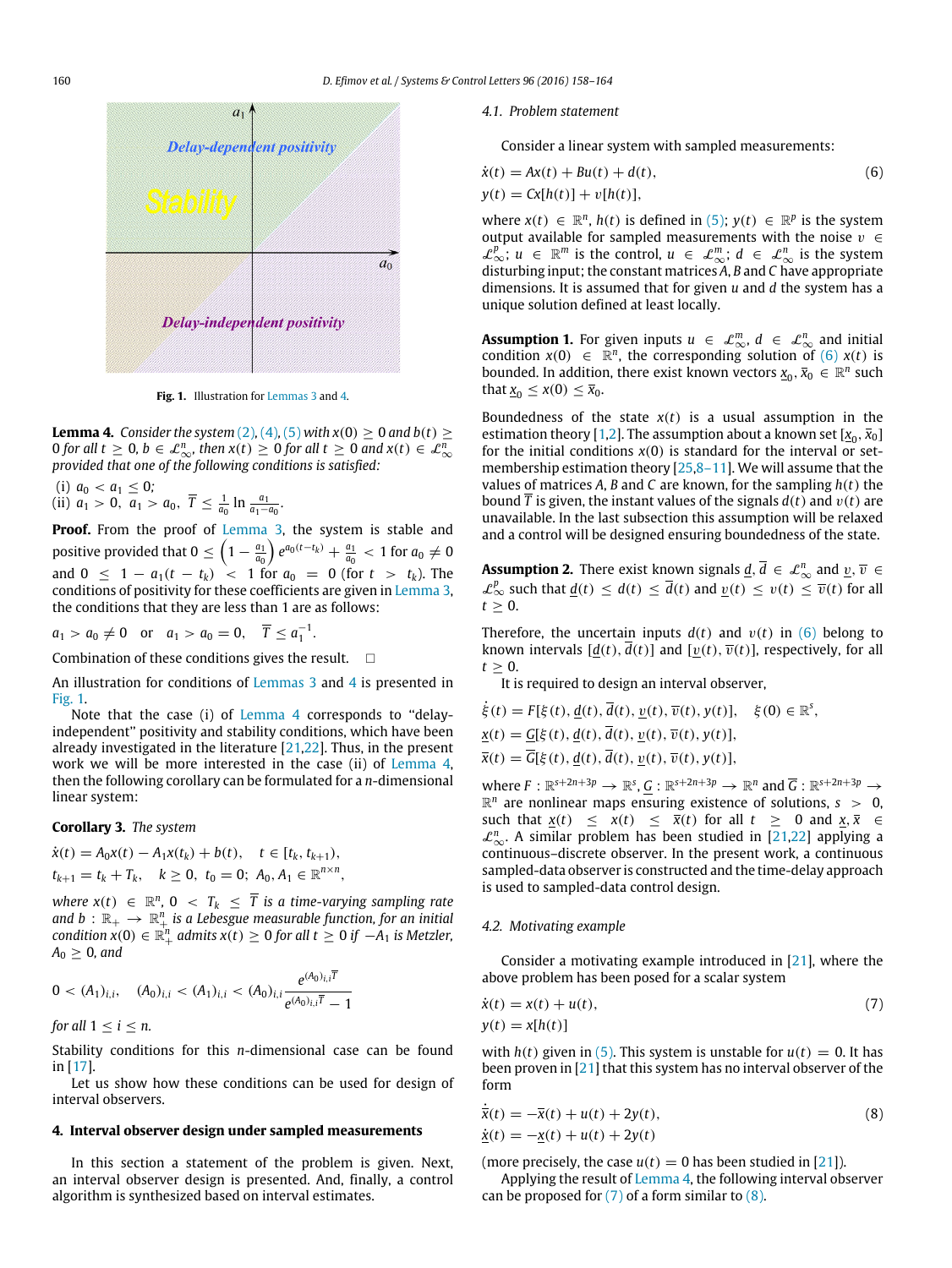Fig. 1. Illustration for Lemmas 3 and 4.

**Lemma 4.** *Consider the system (2), (4), (5) with $x(0) \geq 0$ and $b(t) \geq 0$ for all $t \geq 0$, $b \in \mathcal{L}_\infty^n$, then $x(t) \geq 0$ for all $t \geq 0$ and $x(t) \in \mathcal{L}_\infty^n$ provided that one of the following conditions is satisfied:*

(i) $a_0 < a_1 \leq 0$;
(ii) $a_1 > 0,\ a_1 > a_0,\ \overline{T} \leq \frac{1}{a_0}\ln\frac{a_1}{a_1 - a_0}$.

**Proof.** From the proof of Lemma 3, the system is stable and positive provided that $0 \leq \left(1 - \frac{a_1}{a_0}\right)e^{a_0(t-t_k)} + \frac{a_1}{a_0} < 1$ for $a_0 \neq 0$ and $0 \leq 1 - a_1(t - t_k) < 1$ for $a_0 = 0$ (for $t > t_k$). The conditions of positivity for these coefficients are given in Lemma 3, the conditions that they are less than 1 are as follows:

$$a_1 > a_0 \neq 0 \quad \text{or} \quad a_1 > a_0 = 0, \quad \overline{T} \leq a_1^{-1}.$$

Combination of these conditions gives the result. □

An illustration for conditions of Lemmas 3 and 4 is presented in Fig. 1.

Note that the case (i) of Lemma 4 corresponds to "delay-independent" positivity and stability conditions, which have been already investigated in the literature [21,22]. Thus, in the present work we will be more interested in the case (ii) of Lemma 4, then the following corollary can be formulated for a $n$-dimensional linear system:

**Corollary 3.** *The system*

$$\dot{x}(t) = A_0x(t) - A_1x(t_k) + b(t), \quad t \in [t_k, t_{k+1}),$$
$$t_{k+1} = t_k + T_k, \quad k \geq 0,\ t_0 = 0;\ A_0, A_1 \in \mathbb{R}^{n\times n},$$

*where $x(t) \in \mathbb{R}^n$, $0 < T_k \leq \overline{T}$ is a time-varying sampling rate and $b : \mathbb{R}_+ \to \mathbb{R}_+^n$ is a Lebesgue measurable function, for an initial condition $x(0) \in \mathbb{R}_+^n$ admits $x(t) \geq 0$ for all $t \geq 0$ if $-A_1$ is Metzler, $A_0 \geq 0$, and*

$$0 < (A_1)_{i,i}, \quad (A_0)_{i,i} < (A_1)_{i,i} < (A_0)_{i,i}\frac{e^{(A_0)_{i,i}\overline{T}}}{e^{(A_0)_{i,i}\overline{T}} - 1}$$

*for all $1 \leq i \leq n$.*

Stability conditions for this $n$-dimensional case can be found in [17].

Let us show how these conditions can be used for design of interval observers.

## 4. Interval observer design under sampled measurements

In this section a statement of the problem is given. Next, an interval observer design is presented. And, finally, a control algorithm is synthesized based on interval estimates.

### 4.1. Problem statement

Consider a linear system with sampled measurements:

$$\dot{x}(t) = Ax(t) + Bu(t) + d(t),$$
$$y(t) = Cx[h(t)] + v[h(t)], \tag{6}$$

where $x(t) \in \mathbb{R}^n$, $h(t)$ is defined in (5); $y(t) \in \mathbb{R}^p$ is the system output available for sampled measurements with the noise $v \in \mathcal{L}_\infty^p$; $u \in \mathbb{R}^m$ is the control, $u \in \mathcal{L}_\infty^m$; $d \in \mathcal{L}_\infty^n$ is the system disturbing input; the constant matrices $A$, $B$ and $C$ have appropriate dimensions. It is assumed that for given $u$ and $d$ the system has a unique solution defined at least locally.

**Assumption 1.** For given inputs $u \in \mathcal{L}_\infty^m$, $d \in \mathcal{L}_\infty^n$ and initial condition $x(0) \in \mathbb{R}^n$, the corresponding solution of (6) $x(t)$ is bounded. In addition, there exist known vectors $\underline{x}_0, \overline{x}_0 \in \mathbb{R}^n$ such that $\underline{x}_0 \leq x(0) \leq \overline{x}_0$.

Boundedness of the state $x(t)$ is a usual assumption in the estimation theory [1,2]. The assumption about a known set $[\underline{x}_0, \overline{x}_0]$ for the initial conditions $x(0)$ is standard for the interval or set-membership estimation theory [25,8–11]. We will assume that the values of matrices $A$, $B$ and $C$ are known, for the sampling $h(t)$ the bound $\overline{T}$ is given, the instant values of the signals $d(t)$ and $v(t)$ are unavailable. In the last subsection this assumption will be relaxed and a control will be designed ensuring boundedness of the state.

**Assumption 2.** There exist known signals $\underline{d}, \overline{d} \in \mathcal{L}_\infty^n$ and $\underline{v}, \overline{v} \in \mathcal{L}_\infty^p$ such that $\underline{d}(t) \leq d(t) \leq \overline{d}(t)$ and $\underline{v}(t) \leq v(t) \leq \overline{v}(t)$ for all $t \geq 0$.

Therefore, the uncertain inputs $d(t)$ and $v(t)$ in (6) belong to known intervals $[\underline{d}(t), \overline{d}(t)]$ and $[\underline{v}(t), \overline{v}(t)]$, respectively, for all $t \geq 0$.

It is required to design an interval observer,

$$\dot{\xi}(t) = F[\xi(t), \underline{d}(t), \overline{d}(t), \underline{v}(t), \overline{v}(t), y(t)], \quad \xi(0) \in \mathbb{R}^s,$$
$$\underline{x}(t) = \underline{G}[\xi(t), \underline{d}(t), \overline{d}(t), \underline{v}(t), \overline{v}(t), y(t)],$$
$$\overline{x}(t) = \overline{G}[\xi(t), \underline{d}(t), \overline{d}(t), \underline{v}(t), \overline{v}(t), y(t)],$$

where $F : \mathbb{R}^{s+2n+3p} \to \mathbb{R}^s$, $\underline{G} : \mathbb{R}^{s+2n+3p} \to \mathbb{R}^n$ and $\overline{G} : \mathbb{R}^{s+2n+3p} \to \mathbb{R}^n$ are nonlinear maps ensuring existence of solutions, $s > 0$, such that $\underline{x}(t) \leq x(t) \leq \overline{x}(t)$ for all $t \geq 0$ and $\underline{x}, \overline{x} \in \mathcal{L}_\infty^n$. A similar problem has been studied in [21,22] applying a continuous–discrete observer. In the present work, a continuous sampled-data observer is constructed and the time-delay approach is used to sampled-data control design.

### 4.2. Motivating example

Consider a motivating example introduced in [21], where the above problem has been posed for a scalar system

$$\dot{x}(t) = x(t) + u(t),$$
$$y(t) = x[h(t)] \tag{7}$$

with $h(t)$ given in (5). This system is unstable for $u(t) = 0$. It has been proven in [21] that this system has no interval observer of the form

$$\dot{\overline{x}}(t) = -\overline{x}(t) + u(t) + 2y(t),$$
$$\dot{\underline{x}}(t) = -\underline{x}(t) + u(t) + 2y(t) \tag{8}$$

(more precisely, the case $u(t) = 0$ has been studied in [21]).

Applying the result of Lemma 4, the following interval observer can be proposed for (7) of a form similar to (8).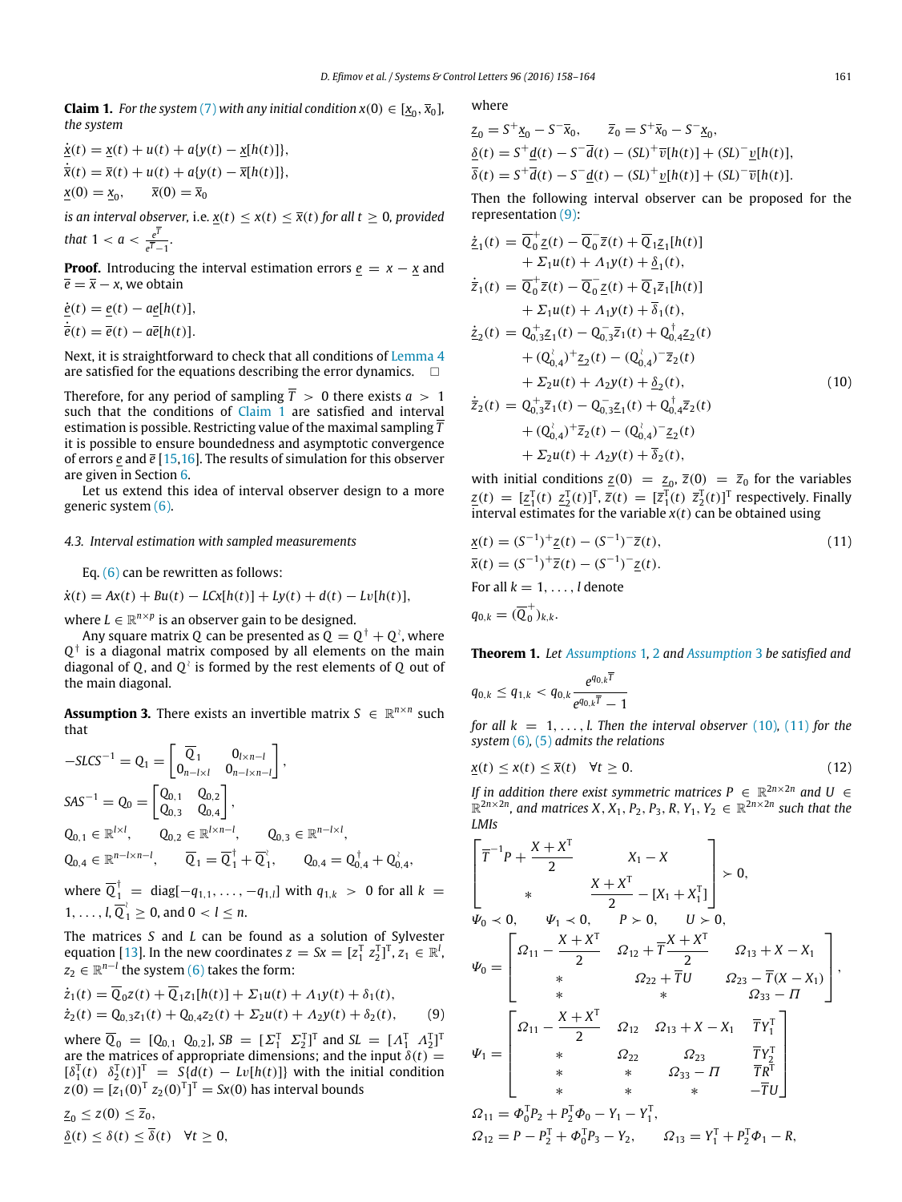**Claim 1.** *For the system (7) with any initial condition $x(0) \in [\underline{x}_0, \overline{x}_0]$, the system*

$$\dot{\underline{x}}(t) = \underline{x}(t) + u(t) + a\{y(t) - \underline{x}[h(t)]\},$$
$$\dot{\overline{x}}(t) = \overline{x}(t) + u(t) + a\{y(t) - \overline{x}[h(t)]\},$$
$$\underline{x}(0) = \underline{x}_0, \qquad \overline{x}(0) = \overline{x}_0$$

*is an interval observer, i.e. $\underline{x}(t) \le x(t) \le \overline{x}(t)$ for all $t \ge 0$, provided that $1 < a < \frac{e^{\overline{T}}}{e^{\overline{T}}-1}$.*

**Proof.** Introducing the interval estimation errors $\underline{e} = x - \underline{x}$ and $\overline{e} = \overline{x} - x$, we obtain

$$\dot{\underline{e}}(t) = \underline{e}(t) - a\underline{e}[h(t)],$$
$$\dot{\overline{e}}(t) = \overline{e}(t) - a\overline{e}[h(t)].$$

Next, it is straightforward to check that all conditions of Lemma 4 are satisfied for the equations describing the error dynamics. □

Therefore, for any period of sampling $\overline{T} > 0$ there exists $a > 1$ such that the conditions of Claim 1 are satisfied and interval estimation is possible. Restricting value of the maximal sampling $\overline{T}$ it is possible to ensure boundedness and asymptotic convergence of errors $\underline{e}$ and $\overline{e}$ [15,16]. The results of simulation for this observer are given in Section 6.

Let us extend this idea of interval observer design to a more generic system (6).

### 4.3. Interval estimation with sampled measurements

Eq. (6) can be rewritten as follows:

$$\dot{x}(t) = Ax(t) + Bu(t) - LCx[h(t)] + Ly(t) + d(t) - Lv[h(t)],$$

where $L \in \mathbb{R}^{n\times p}$ is an observer gain to be designed.

Any square matrix $Q$ can be presented as $Q = Q^{\dagger} + Q^{\wr}$, where $Q^{\dagger}$ is a diagonal matrix composed by all elements on the main diagonal of $Q$, and $Q^{\wr}$ is formed by the rest elements of $Q$ out of the main diagonal.

**Assumption 3.** There exists an invertible matrix $S \in \mathbb{R}^{n\times n}$ such that

$$-SLCS^{-1} = Q_1 = \begin{bmatrix} \overline{Q}_1 & 0_{l\times n-l} \\ 0_{n-l\times l} & 0_{n-l\times n-l} \end{bmatrix},$$

$$SAS^{-1} = Q_0 = \begin{bmatrix} Q_{0,1} & Q_{0,2} \\ Q_{0,3} & Q_{0,4} \end{bmatrix},$$

$$Q_{0,1} \in \mathbb{R}^{l\times l}, \qquad Q_{0,2} \in \mathbb{R}^{l\times n-l}, \qquad Q_{0,3} \in \mathbb{R}^{n-l\times l},$$

$$Q_{0,4} \in \mathbb{R}^{n-l\times n-l}, \qquad \overline{Q}_1 = \overline{Q}_1^{\dagger} + \overline{Q}_1^{\wr}, \qquad Q_{0,4} = Q_{0,4}^{\dagger} + Q_{0,4}^{\wr},$$

where $\overline{Q}_1^{\dagger} = \mathrm{diag}[-q_{1,1}, \ldots, -q_{1,l}]$ with $q_{1,k} > 0$ for all $k = 1, \ldots, l$, $\overline{Q}_1^{\wr} \ge 0$, and $0 < l \le n$.

The matrices $S$ and $L$ can be found as a solution of Sylvester equation [13]. In the new coordinates $z = Sx = [z_1^{\mathrm{T}}\ z_2^{\mathrm{T}}]^{\mathrm{T}}$, $z_1 \in \mathbb{R}^l$, $z_2 \in \mathbb{R}^{n-l}$ the system (6) takes the form:

$$\begin{aligned} \dot{z}_1(t) &= \overline{Q}_0 z(t) + \overline{Q}_1 z_1[h(t)] + \Sigma_1 u(t) + \Lambda_1 y(t) + \delta_1(t), \\ \dot{z}_2(t) &= Q_{0,3} z_1(t) + Q_{0,4} z_2(t) + \Sigma_2 u(t) + \Lambda_2 y(t) + \delta_2(t), \end{aligned} \tag{9}$$

where $\overline{Q}_0 = [Q_{0,1}\ \ Q_{0,2}]$, $SB = [\Sigma_1^{\mathrm{T}}\ \ \Sigma_2^{\mathrm{T}}]^{\mathrm{T}}$ and $SL = [\Lambda_1^{\mathrm{T}}\ \ \Lambda_2^{\mathrm{T}}]^{\mathrm{T}}$ are the matrices of appropriate dimensions; and the input $\delta(t) = [\delta_1^{\mathrm{T}}(t)\ \ \delta_2^{\mathrm{T}}(t)]^{\mathrm{T}} = S\{d(t) - Lv[h(t)]\}$ with the initial condition $z(0) = [z_1(0)^{\mathrm{T}}\ z_2(0)^{\mathrm{T}}]^{\mathrm{T}} = Sx(0)$ has interval bounds

$$\underline{z}_0 \le z(0) \le \overline{z}_0,$$
$$\underline{\delta}(t) \le \delta(t) \le \overline{\delta}(t) \quad \forall t \ge 0,$$

where

$$\underline{z}_0 = S^+\underline{x}_0 - S^-\overline{x}_0, \qquad \overline{z}_0 = S^+\overline{x}_0 - S^-\underline{x}_0,$$
$$\underline{\delta}(t) = S^+\underline{d}(t) - S^-\overline{d}(t) - (SL)^+\overline{v}[h(t)] + (SL)^-\underline{v}[h(t)],$$
$$\overline{\delta}(t) = S^+\overline{d}(t) - S^-\underline{d}(t) - (SL)^+\underline{v}[h(t)] + (SL)^-\overline{v}[h(t)].$$

Then the following interval observer can be proposed for the representation (9):

$$\begin{aligned} \dot{\underline{z}}_1(t) &= \overline{Q}_0^+\underline{z}(t) - \overline{Q}_0^-\overline{z}(t) + \overline{Q}_1\underline{z}_1[h(t)] \\ &\quad + \Sigma_1 u(t) + \Lambda_1 y(t) + \underline{\delta}_1(t), \\ \dot{\overline{z}}_1(t) &= \overline{Q}_0^+\overline{z}(t) - \overline{Q}_0^-\underline{z}(t) + \overline{Q}_1\overline{z}_1[h(t)] \\ &\quad + \Sigma_1 u(t) + \Lambda_1 y(t) + \overline{\delta}_1(t), \\ \dot{\underline{z}}_2(t) &= Q_{0,3}^+\underline{z}_1(t) - Q_{0,3}^-\overline{z}_1(t) + Q_{0,4}^{\dagger}\underline{z}_2(t) \\ &\quad + (Q_{0,4}^{\wr})^+\underline{z}_2(t) - (Q_{0,4}^{\wr})^-\overline{z}_2(t) \\ &\quad + \Sigma_2 u(t) + \Lambda_2 y(t) + \underline{\delta}_2(t), \\ \dot{\overline{z}}_2(t) &= Q_{0,3}^+\overline{z}_1(t) - Q_{0,3}^-\underline{z}_1(t) + Q_{0,4}^{\dagger}\overline{z}_2(t) \\ &\quad + (Q_{0,4}^{\wr})^+\overline{z}_2(t) - (Q_{0,4}^{\wr})^-\underline{z}_2(t) \\ &\quad + \Sigma_2 u(t) + \Lambda_2 y(t) + \overline{\delta}_2(t), \end{aligned} \tag{10}$$

with initial conditions $\underline{z}(0) = \underline{z}_0$, $\overline{z}(0) = \overline{z}_0$ for the variables $\underline{z}(t) = [\underline{z}_1^{\mathrm{T}}(t)\ \underline{z}_2^{\mathrm{T}}(t)]^{\mathrm{T}}$, $\overline{z}(t) = [\overline{z}_1^{\mathrm{T}}(t)\ \overline{z}_2^{\mathrm{T}}(t)]^{\mathrm{T}}$ respectively. Finally interval estimates for the variable $x(t)$ can be obtained using

$$\begin{aligned} \underline{x}(t) &= (S^{-1})^+\underline{z}(t) - (S^{-1})^-\overline{z}(t), \\ \overline{x}(t) &= (S^{-1})^+\overline{z}(t) - (S^{-1})^-\underline{z}(t). \end{aligned} \tag{11}$$

For all $k = 1, \ldots, l$ denote

$$q_{0,k} = (\overline{Q}_0^+)_{k,k}.$$

**Theorem 1.** *Let Assumptions 1, 2 and Assumption 3 be satisfied and*

$$q_{0,k} \le q_{1,k} < q_{0,k}\frac{e^{q_{0,k}\overline{T}}}{e^{q_{0,k}\overline{T}} - 1}$$

*for all $k = 1, \ldots, l$. Then the interval observer (10), (11) for the system (6), (5) admits the relations*

$$\underline{x}(t) \le x(t) \le \overline{x}(t) \quad \forall t \ge 0. \tag{12}$$

*If in addition there exist symmetric matrices $P \in \mathbb{R}^{2n\times 2n}$ and $U \in \mathbb{R}^{2n\times 2n}$, and matrices $X, X_1, P_2, P_3, R, Y_1, Y_2 \in \mathbb{R}^{2n\times 2n}$ such that the LMIs*

$$\begin{bmatrix} \overline{T}^{-1}P + \dfrac{X + X^{\mathrm{T}}}{2} & X_1 - X \\ * & \dfrac{X + X^{\mathrm{T}}}{2} - [X_1 + X_1^{\mathrm{T}}] \end{bmatrix} \succ 0,$$

$$\Psi_0 \prec 0, \qquad \Psi_1 \prec 0, \qquad P \succ 0, \qquad U \succ 0,$$

$$\Psi_0 = \begin{bmatrix} \Omega_{11} - \dfrac{X + X^{\mathrm{T}}}{2} & \Omega_{12} + \overline{T}\dfrac{X + X^{\mathrm{T}}}{2} & \Omega_{13} + X - X_1 \\ * & \Omega_{22} + \overline{T}U & \Omega_{23} - \overline{T}(X - X_1) \\ * & * & \Omega_{33} - \Pi \end{bmatrix},$$

$$\Psi_1 = \begin{bmatrix} \Omega_{11} - \dfrac{X + X^{\mathrm{T}}}{2} & \Omega_{12} & \Omega_{13} + X - X_1 & \overline{T}Y_1^{\mathrm{T}} \\ * & \Omega_{22} & \Omega_{23} & \overline{T}Y_2^{\mathrm{T}} \\ * & * & \Omega_{33} - \Pi & \overline{T}R^{\mathrm{T}} \\ * & * & * & -\overline{T}U \end{bmatrix}$$

$$\Omega_{11} = \Phi_0^{\mathrm{T}}P_2 + P_2^{\mathrm{T}}\Phi_0 - Y_1 - Y_1^{\mathrm{T}},$$

$$\Omega_{12} = P - P_2^{\mathrm{T}} + \Phi_0^{\mathrm{T}}P_3 - Y_2, \qquad \Omega_{13} = Y_1^{\mathrm{T}} + P_2^{\mathrm{T}}\Phi_1 - R,$$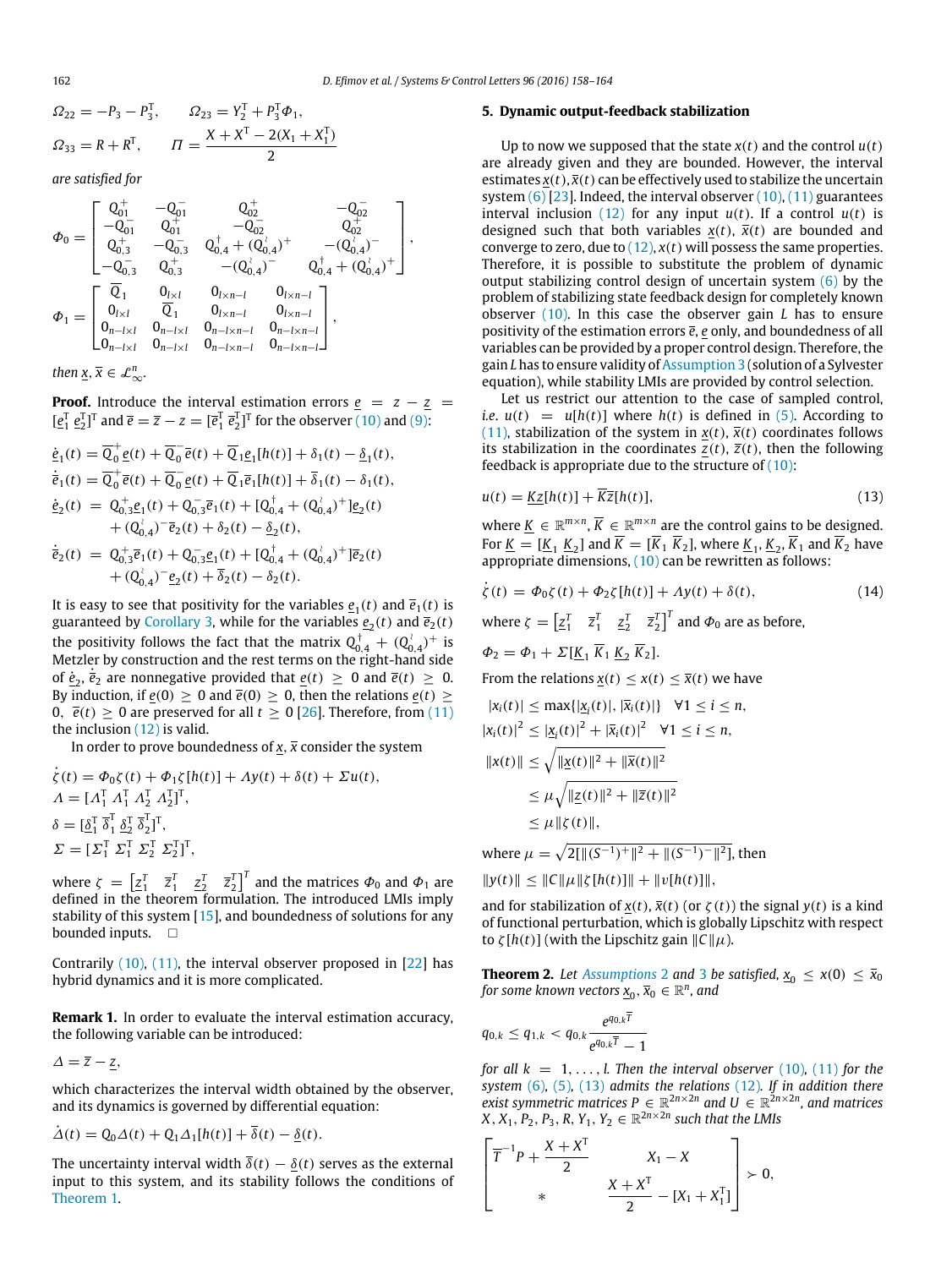$$\Omega_{22} = -P_3 - P_3^{\mathrm{T}}, \qquad \Omega_{23} = Y_2^{\mathrm{T}} + P_3^{\mathrm{T}}\Phi_1,$$

$$\Omega_{33} = R + R^{\mathrm{T}}, \qquad \Pi = \frac{X + X^{\mathrm{T}} - 2(X_1 + X_1^{\mathrm{T}})}{2}$$

*are satisfied for*

$$\Phi_0 = \begin{bmatrix} \overline{Q}_{01}^{+} & -\overline{Q}_{01}^{-} & \overline{Q}_{02}^{+} & -\overline{Q}_{02}^{-} \\ -\overline{Q}_{01}^{-} & \overline{Q}_{01}^{+} & -\overline{Q}_{02}^{-} & \overline{Q}_{02}^{+} \\ Q_{0,3}^{+} & -Q_{0,3}^{-} & Q_{0,4}^{\dagger} + (Q_{0,4}^{\wr})^{+} & -(Q_{0,4}^{\wr})^{-} \\ -Q_{0,3}^{-} & Q_{0,3}^{+} & -(Q_{0,4}^{\wr})^{-} & Q_{0,4}^{\dagger} + (Q_{0,4}^{\wr})^{+} \end{bmatrix},$$

$$\Phi_1 = \begin{bmatrix} \overline{Q}_1 & 0_{l\times l} & 0_{l\times n-l} & 0_{l\times n-l} \\ 0_{l\times l} & \overline{Q}_1 & 0_{l\times n-l} & 0_{l\times n-l} \\ 0_{n-l\times l} & 0_{n-l\times l} & 0_{n-l\times n-l} & 0_{n-l\times n-l} \\ 0_{n-l\times l} & 0_{n-l\times l} & 0_{n-l\times n-l} & 0_{n-l\times n-l} \end{bmatrix},$$

*then* $\underline{x}, \overline{x} \in \mathcal{L}_\infty^n$.

**Proof.** Introduce the interval estimation errors $\underline{e} = z - \underline{z} = [\underline{e}_1^{\mathrm{T}}\ \underline{e}_2^{\mathrm{T}}]^{\mathrm{T}}$ and $\overline{e} = \overline{z} - z = [\overline{e}_1^{\mathrm{T}}\ \overline{e}_2^{\mathrm{T}}]^{\mathrm{T}}$ for the observer (10) and (9):

$$\dot{\underline{e}}_1(t) = \overline{Q}_0^{+}\underline{e}(t) + \overline{Q}_0^{-}\overline{e}(t) + \overline{Q}_1\underline{e}_1[h(t)] + \delta_1(t) - \underline{\delta}_1(t),$$

$$\dot{\overline{e}}_1(t) = \overline{Q}_0^{+}\overline{e}(t) + \overline{Q}_0^{-}\underline{e}(t) + \overline{Q}_1\overline{e}_1[h(t)] + \overline{\delta}_1(t) - \delta_1(t),$$

$$\dot{\underline{e}}_2(t) = Q_{0,3}^{+}\underline{e}_1(t) + Q_{0,3}^{-}\overline{e}_1(t) + [Q_{0,4}^{\dagger} + (Q_{0,4}^{\wr})^{+}]\underline{e}_2(t) + (Q_{0,4}^{\wr})^{-}\overline{e}_2(t) + \delta_2(t) - \underline{\delta}_2(t),$$

$$\dot{\overline{e}}_2(t) = Q_{0,3}^{+}\overline{e}_1(t) + Q_{0,3}^{-}\underline{e}_1(t) + [Q_{0,4}^{\dagger} + (Q_{0,4}^{\wr})^{+}]\overline{e}_2(t) + (Q_{0,4}^{\wr})^{-}\underline{e}_2(t) + \overline{\delta}_2(t) - \delta_2(t).$$

It is easy to see that positivity for the variables $\underline{e}_1(t)$ and $\overline{e}_1(t)$ is guaranteed by Corollary 3, while for the variables $\underline{e}_2(t)$ and $\overline{e}_2(t)$ the positivity follows the fact that the matrix $Q_{0,4}^{\dagger} + (Q_{0,4}^{\wr})^{+}$ is Metzler by construction and the rest terms on the right-hand side of $\dot{\underline{e}}_2, \dot{\overline{e}}_2$ are nonnegative provided that $\underline{e}(t) \ge 0$ and $\overline{e}(t) \ge 0$. By induction, if $\underline{e}(0) \ge 0$ and $\overline{e}(0) \ge 0$, then the relations $\underline{e}(t) \ge 0$, $\overline{e}(t) \ge 0$ are preserved for all $t \ge 0$ [26]. Therefore, from (11) the inclusion (12) is valid.

In order to prove boundedness of $\underline{x}, \overline{x}$ consider the system

$$\dot{\zeta}(t) = \Phi_0\zeta(t) + \Phi_1\zeta[h(t)] + \Lambda y(t) + \delta(t) + \Sigma u(t),$$

$$\Lambda = [\Lambda_1^{\mathrm{T}}\ \Lambda_1^{\mathrm{T}}\ \Lambda_2^{\mathrm{T}}\ \Lambda_2^{\mathrm{T}}]^{\mathrm{T}},$$

$$\delta = [\underline{\delta}_1^{\mathrm{T}}\ \overline{\delta}_1^{\mathrm{T}}\ \underline{\delta}_2^{\mathrm{T}}\ \overline{\delta}_2^{\mathrm{T}}]^{\mathrm{T}},$$

$$\Sigma = [\Sigma_1^{\mathrm{T}}\ \Sigma_1^{\mathrm{T}}\ \Sigma_2^{\mathrm{T}}\ \Sigma_2^{\mathrm{T}}]^{\mathrm{T}},$$

where $\zeta = \begin{bmatrix} \underline{z}_1^T & \overline{z}_1^T & \underline{z}_2^T & \overline{z}_2^T \end{bmatrix}^T$ and the matrices $\Phi_0$ and $\Phi_1$ are defined in the theorem formulation. The introduced LMIs imply stability of this system [15], and boundedness of solutions for any bounded inputs. $\square$

Contrarily (10), (11), the interval observer proposed in [22] has hybrid dynamics and it is more complicated.

**Remark 1.** In order to evaluate the interval estimation accuracy, the following variable can be introduced:

$$\Delta = \overline{z} - \underline{z},$$

which characterizes the interval width obtained by the observer, and its dynamics is governed by differential equation:

$$\dot{\Delta}(t) = Q_0\Delta(t) + Q_1\Delta_1[h(t)] + \overline{\delta}(t) - \underline{\delta}(t).$$

The uncertainty interval width $\overline{\delta}(t) - \underline{\delta}(t)$ serves as the external input to this system, and its stability follows the conditions of Theorem 1.

## 5. Dynamic output-feedback stabilization

Up to now we supposed that the state $x(t)$ and the control $u(t)$ are already given and they are bounded. However, the interval estimates $\underline{x}(t), \overline{x}(t)$ can be effectively used to stabilize the uncertain system (6) [23]. Indeed, the interval observer (10), (11) guarantees interval inclusion (12) for any input $u(t)$. If a control $u(t)$ is designed such that both variables $\underline{x}(t)$, $\overline{x}(t)$ are bounded and converge to zero, due to (12), $x(t)$ will possess the same properties. Therefore, it is possible to substitute the problem of dynamic output stabilizing control design of uncertain system (6) by the problem of stabilizing state feedback design for completely known observer (10). In this case the observer gain $L$ has to ensure positivity of the estimation errors $\overline{e}$, $\underline{e}$ only, and boundedness of all variables can be provided by a proper control design. Therefore, the gain $L$ has to ensure validity of Assumption 3 (solution of a Sylvester equation), while stability LMIs are provided by control selection.

Let us restrict our attention to the case of sampled control, *i.e.* $u(t) = u[h(t)]$ where $h(t)$ is defined in (5). According to (11), stabilization of the system in $\underline{x}(t)$, $\overline{x}(t)$ coordinates follows its stabilization in the coordinates $\underline{z}(t)$, $\overline{z}(t)$, then the following feedback is appropriate due to the structure of (10):

$$u(t) = \underline{K}\underline{z}[h(t)] + \overline{K}\overline{z}[h(t)], \tag{13}$$

where $\underline{K} \in \mathbb{R}^{m\times n}$, $\overline{K} \in \mathbb{R}^{m\times n}$ are the control gains to be designed. For $\underline{K} = [\underline{K}_1\ \underline{K}_2]$ and $\overline{K} = [\overline{K}_1\ \overline{K}_2]$, where $\underline{K}_1$, $\underline{K}_2$, $\overline{K}_1$ and $\overline{K}_2$ have appropriate dimensions, (10) can be rewritten as follows:

$$\dot{\zeta}(t) = \Phi_0\zeta(t) + \Phi_2\zeta[h(t)] + \Lambda y(t) + \delta(t), \tag{14}$$

where $\zeta = \begin{bmatrix} \underline{z}_1^T & \overline{z}_1^T & \underline{z}_2^T & \overline{z}_2^T \end{bmatrix}^T$ and $\Phi_0$ are as before,

$$\Phi_2 = \Phi_1 + \Sigma[\underline{K}_1\ \overline{K}_1\ \underline{K}_2\ \overline{K}_2].$$

From the relations $\underline{x}(t) \le x(t) \le \overline{x}(t)$ we have

$$|x_i(t)| \le \max\{|\underline{x}_i(t)|, |\overline{x}_i(t)|\} \quad \forall 1 \le i \le n,$$

$$|x_i(t)|^2 \le |\underline{x}_i(t)|^2 + |\overline{x}_i(t)|^2 \quad \forall 1 \le i \le n,$$

$$\|x(t)\| \le \sqrt{\|\underline{x}(t)\|^2 + \|\overline{x}(t)\|^2} \le \mu\sqrt{\|\underline{z}(t)\|^2 + \|\overline{z}(t)\|^2} \le \mu\|\zeta(t)\|,$$

where $\mu = \sqrt{2[\|(S^{-1})^{+}\|^2 + \|(S^{-1})^{-}\|^2]}$, then

$$\|y(t)\| \le \|C\|\mu\|\zeta[h(t)]\| + \|v[h(t)]\|,$$

and for stabilization of $\underline{x}(t)$, $\overline{x}(t)$ (or $\zeta(t)$) the signal $y(t)$ is a kind of functional perturbation, which is globally Lipschitz with respect to $\zeta[h(t)]$ (with the Lipschitz gain $\|C\|\mu$).

**Theorem 2.** *Let Assumptions 2 and 3 be satisfied,* $\underline{x}_0 \le x(0) \le \overline{x}_0$ *for some known vectors* $\underline{x}_0, \overline{x}_0 \in \mathbb{R}^n$, *and*

$$q_{0,k} \le q_{1,k} < q_{0,k}\frac{e^{q_{0,k}\overline{T}}}{e^{q_{0,k}\overline{T}} - 1}$$

*for all* $k = 1, \ldots, l$. *Then the interval observer (10), (11) for the system (6), (5), (13) admits the relations (12). If in addition there exist symmetric matrices* $P \in \mathbb{R}^{2n\times 2n}$ *and* $U \in \mathbb{R}^{2n\times 2n}$, *and matrices* $X, X_1, P_2, P_3, R, Y_1, Y_2 \in \mathbb{R}^{2n\times 2n}$ *such that the LMIs*

$$\begin{bmatrix} \overline{T}^{-1}P + \dfrac{X + X^{\mathrm{T}}}{2} & X_1 - X \\ * & \dfrac{X + X^{\mathrm{T}}}{2} - [X_1 + X_1^{\mathrm{T}}] \end{bmatrix} \succ 0,$$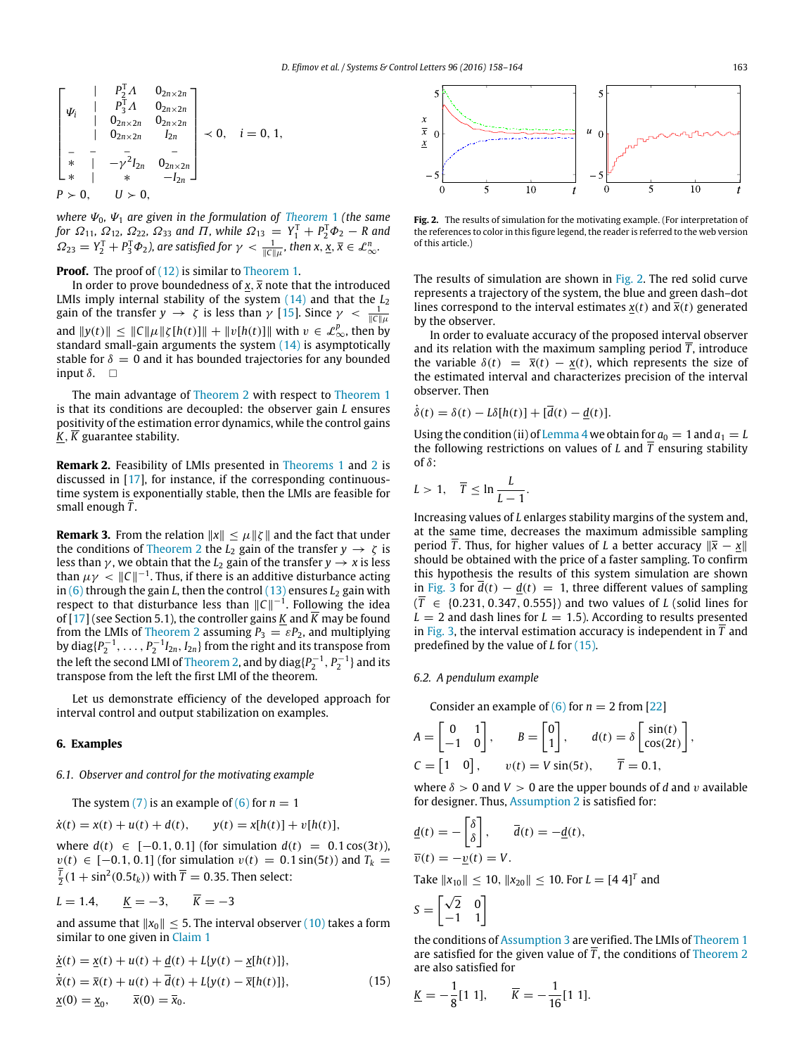$$
\begin{bmatrix}
\Psi_i & | & P_2^{\mathrm{T}}\Lambda & 0_{2n\times 2n} \\
 & | & P_3^{\mathrm{T}}\Lambda & 0_{2n\times 2n} \\
 & | & 0_{2n\times 2n} & 0_{2n\times 2n} \\
 & | & 0_{2n\times 2n} & I_{2n} \\
- & - & - & - \\
* & | & -\gamma^2 I_{2n} & 0_{2n\times 2n} \\
* & | & * & -I_{2n}
\end{bmatrix} \prec 0, \quad i=0,1,
$$

$P \succ 0, \qquad U \succ 0,$

*where $\Psi_0$, $\Psi_1$ are given in the formulation of Theorem 1 (the same for $\Omega_{11}$, $\Omega_{12}$, $\Omega_{22}$, $\Omega_{33}$ and $\Pi$, while $\Omega_{13} = Y_1^{\mathrm{T}} + P_2^{\mathrm{T}}\Phi_2 - R$ and $\Omega_{23} = Y_2^{\mathrm{T}} + P_3^{\mathrm{T}}\Phi_2$), are satisfied for $\gamma < \frac{1}{\|C\|\mu}$, then $x, \underline{x}, \overline{x} \in \mathcal{L}_\infty^n$.*

**Proof.** The proof of (12) is similar to Theorem 1.

In order to prove boundedness of $\underline{x}, \overline{x}$ note that the introduced LMIs imply internal stability of the system (14) and that the $L_2$ gain of the transfer $y \to \zeta$ is less than $\gamma$ [15]. Since $\gamma < \frac{1}{\|C\|\mu}$ and $\|y(t)\| \leq \|C\|\mu\|\zeta[h(t)]\| + \|v[h(t)]\|$ with $v \in \mathcal{L}_\infty^p$, then by standard small-gain arguments the system (14) is asymptotically stable for $\delta = 0$ and it has bounded trajectories for any bounded input $\delta$. $\square$

The main advantage of Theorem 2 with respect to Theorem 1 is that its conditions are decoupled: the observer gain $L$ ensures positivity of the estimation error dynamics, while the control gains $\underline{K}, \overline{K}$ guarantee stability.

**Remark 2.** Feasibility of LMIs presented in Theorems 1 and 2 is discussed in [17], for instance, if the corresponding continuous-time system is exponentially stable, then the LMIs are feasible for small enough $\overline{T}$.

**Remark 3.** From the relation $\|x\| \leq \mu\|\zeta\|$ and the fact that under the conditions of Theorem 2 the $L_2$ gain of the transfer $y \to \zeta$ is less than $\gamma$, we obtain that the $L_2$ gain of the transfer $y \to x$ is less than $\mu\gamma < \|C\|^{-1}$. Thus, if there is an additive disturbance acting in (6) through the gain $L$, then the control (13) ensures $L_2$ gain with respect to that disturbance less than $\|C\|^{-1}$. Following the idea of [17] (see Section 5.1), the controller gains $\underline{K}$ and $\overline{K}$ may be found from the LMIs of Theorem 2 assuming $P_3 = \varepsilon P_2$, and multiplying by $\mathrm{diag}\{P_2^{-1}, \ldots, P_2^{-1}I_{2n}, I_{2n}\}$ from the right and its transpose from the left the second LMI of Theorem 2, and by $\mathrm{diag}\{P_2^{-1}, P_2^{-1}\}$ and its transpose from the left the first LMI of the theorem.

Let us demonstrate efficiency of the developed approach for interval control and output stabilization on examples.

## 6. Examples

### 6.1. Observer and control for the motivating example

The system (7) is an example of (6) for $n = 1$

$$\dot{x}(t) = x(t) + u(t) + d(t), \qquad y(t) = x[h(t)] + v[h(t)],$$

where $d(t) \in [-0.1, 0.1]$ (for simulation $d(t) = 0.1\cos(3t)$), $v(t) \in [-0.1, 0.1]$ (for simulation $v(t) = 0.1\sin(5t)$) and $T_k = \frac{\overline{T}}{2}(1 + \sin^2(0.5t_k))$ with $\overline{T} = 0.35$. Then select:

$$L = 1.4, \qquad \underline{K} = -3, \qquad \overline{K} = -3$$

and assume that $\|x_0\| \leq 5$. The interval observer (10) takes a form similar to one given in Claim 1

$$
\begin{aligned}
\dot{\underline{x}}(t) &= \underline{x}(t) + u(t) + \underline{d}(t) + L\{y(t) - \underline{x}[h(t)]\}, \\
\dot{\overline{x}}(t) &= \overline{x}(t) + u(t) + \overline{d}(t) + L\{y(t) - \overline{x}[h(t)]\}, \qquad (15) \\
\underline{x}(0) &= \underline{x}_0, \qquad \overline{x}(0) = \overline{x}_0.
\end{aligned}
$$

**Fig. 2.** The results of simulation for the motivating example. (For interpretation of the references to color in this figure legend, the reader is referred to the web version of this article.)

The results of simulation are shown in Fig. 2. The red solid curve represents a trajectory of the system, the blue and green dash–dot lines correspond to the interval estimates $\underline{x}(t)$ and $\overline{x}(t)$ generated by the observer.

In order to evaluate accuracy of the proposed interval observer and its relation with the maximum sampling period $\overline{T}$, introduce the variable $\delta(t) = \overline{x}(t) - \underline{x}(t)$, which represents the size of the estimated interval and characterizes precision of the interval observer. Then

$$\dot{\delta}(t) = \delta(t) - L\delta[h(t)] + [\overline{d}(t) - \underline{d}(t)].$$

Using the condition (ii) of Lemma 4 we obtain for $a_0 = 1$ and $a_1 = L$ the following restrictions on values of $L$ and $\overline{T}$ ensuring stability of $\delta$:

$$L > 1, \quad \overline{T} \leq \ln\frac{L}{L-1}.$$

Increasing values of $L$ enlarges stability margins of the system and, at the same time, decreases the maximum admissible sampling period $\overline{T}$. Thus, for higher values of $L$ a better accuracy $\|\overline{x} - \underline{x}\|$ should be obtained with the price of a faster sampling. To confirm this hypothesis the results of this system simulation are shown in Fig. 3 for $\overline{d}(t) - \underline{d}(t) = 1$, three different values of sampling ($\overline{T} \in \{0.231, 0.347, 0.555\}$) and two values of $L$ (solid lines for $L = 2$ and dash lines for $L = 1.5$). According to results presented in Fig. 3, the interval estimation accuracy is independent in $\overline{T}$ and predefined by the value of $L$ for (15).

### 6.2. A pendulum example

Consider an example of (6) for $n = 2$ from [22]

$$
A = \begin{bmatrix} 0 & 1 \\ -1 & 0 \end{bmatrix}, \qquad B = \begin{bmatrix} 0 \\ 1 \end{bmatrix}, \qquad d(t) = \delta\begin{bmatrix} \sin(t) \\ \cos(2t) \end{bmatrix},
$$

$$
C = \begin{bmatrix} 1 & 0 \end{bmatrix}, \qquad v(t) = V\sin(5t), \qquad \overline{T} = 0.1,
$$

where $\delta > 0$ and $V > 0$ are the upper bounds of $d$ and $v$ available for designer. Thus, Assumption 2 is satisfied for:

$$
\underline{d}(t) = -\begin{bmatrix} \delta \\ \delta \end{bmatrix}, \qquad \overline{d}(t) = -\underline{d}(t),
$$

$$
\overline{v}(t) = -\underline{v}(t) = V.
$$

Take $\|x_{10}\| \leq 10$, $\|x_{20}\| \leq 10$. For $L = [4\ 4]^T$ and

$$
S = \begin{bmatrix} \sqrt{2} & 0 \\ -1 & 1 \end{bmatrix}
$$

the conditions of Assumption 3 are verified. The LMIs of Theorem 1 are satisfied for the given value of $\overline{T}$, the conditions of Theorem 2 are also satisfied for

$$
\underline{K} = -\frac{1}{8}[1\ 1], \qquad \overline{K} = -\frac{1}{16}[1\ 1].
$$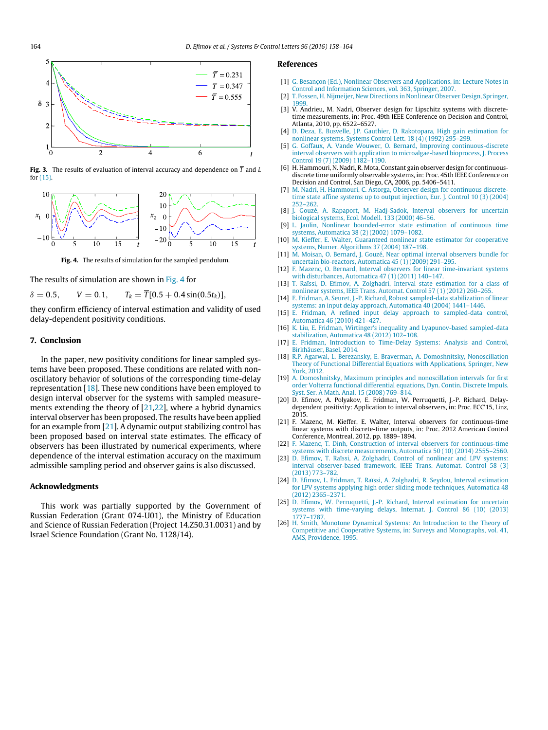5

4

δ 3

2

1

0 2 4 6 t

$\overline{T} = 0.231$

$\overline{T} = 0.347$

$\overline{T} = 0.555$

**Fig. 3.** The results of evaluation of interval accuracy and dependence on $\overline{T}$ and $L$ for (15).

10 0 −10 $x_1$ 0 5 10 15 t

20 10 0 −10 −20 $x_2$ 0 5 10 15 t

**Fig. 4.** The results of simulation for the sampled pendulum.

The results of simulation are shown in Fig. 4 for

$$\delta = 0.5, \qquad V = 0.1, \qquad T_k = \overline{T}[0.5 + 0.4\sin(0.5t_k)],$$

they confirm efficiency of interval estimation and validity of used delay-dependent positivity conditions.

## 7. Conclusion

In the paper, new positivity conditions for linear sampled systems have been proposed. These conditions are related with non-oscillatory behavior of solutions of the corresponding time-delay representation [18]. These new conditions have been employed to design interval observer for the systems with sampled measurements extending the theory of [21,22], where a hybrid dynamics interval observer has been proposed. The results have been applied for an example from [21]. A dynamic output stabilizing control has been proposed based on interval state estimates. The efficacy of observers has been illustrated by numerical experiments, where dependence of the interval estimation accuracy on the maximum admissible sampling period and observer gains is also discussed.

## Acknowledgments

This work was partially supported by the Government of Russian Federation (Grant 074-U01), the Ministry of Education and Science of Russian Federation (Project 14.Z50.31.0031) and by Israel Science Foundation (Grant No. 1128/14).

## References

[1] G. Besançon (Ed.), Nonlinear Observers and Applications, in: Lecture Notes in Control and Information Sciences, vol. 363, Springer, 2007.

[2] T. Fossen, H. Nijmeijer, New Directions in Nonlinear Observer Design, Springer, 1999.

[3] V. Andrieu, M. Nadri, Observer design for Lipschitz systems with discrete-time measurements, in: Proc. 49th IEEE Conference on Decision and Control, Atlanta, 2010, pp. 6522–6527.

[4] D. Deza, E. Busvelle, J.P. Gauthier, D. Rakotopara, High gain estimation for nonlinear systems, Systems Control Lett. 18 (4) (1992) 295–299.

[5] G. Goffaux, A. Vande Wouwer, O. Bernard, Improving continuous-discrete interval observers with application to microalgae-based bioprocess, J. Process Control 19 (7) (2009) 1182–1190.

[6] H. Hammouri, N. Nadri, R. Mota, Constant gain observer design for continuous-discrete time uniformly observable systems, in: Proc. 45th IEEE Conference on Decision and Control, San Diego, CA, 2006, pp. 5406–5411.

[7] M. Nadri, H. Hammouri, C. Astorga, Observer design for continuous discrete-time state affine systems up to output injection, Eur. J. Control 10 (3) (2004) 252–262.

[8] J. Gouzé, A. Rapaport, M. Hadj-Sadok, Interval observers for uncertain biological systems, Ecol. Modell. 133 (2000) 46–56.

[9] L. Jaulin, Nonlinear bounded-error state estimation of continuous time systems, Automatica 38 (2) (2002) 1079–1082.

[10] M. Kieffer, E. Walter, Guaranteed nonlinear state estimator for cooperative systems, Numer. Algorithms 37 (2004) 187–198.

[11] M. Moisan, O. Bernard, J. Gouzé, Near optimal interval observers bundle for uncertain bio-reactors, Automatica 45 (1) (2009) 291–295.

[12] F. Mazenc, O. Bernard, Interval observers for linear time-invariant systems with disturbances, Automatica 47 (1) (2011) 140–147.

[13] T. Raïssi, D. Efimov, A. Zolghadri, Interval state estimation for a class of nonlinear systems, IEEE Trans. Automat. Control 57 (1) (2012) 260–265.

[14] E. Fridman, A. Seuret, J.-P. Richard, Robust sampled-data stabilization of linear systems: an input delay approach, Automatica 40 (2004) 1441–1446.

[15] E. Fridman, A refined input delay approach to sampled-data control, Automatica 46 (2010) 421–427.

[16] K. Liu, E. Fridman, Wirtinger's inequality and Lyapunov-based sampled-data stabilization, Automatica 48 (2012) 102–108.

[17] E. Fridman, Introduction to Time-Delay Systems: Analysis and Control, Birkhäuser, Basel, 2014.

[18] R.P. Agarwal, L. Berezansky, E. Braverman, A. Domoshnitsky, Nonoscillation Theory of Functional Differential Equations with Applications, Springer, New York, 2012.

[19] A. Domoshnitsky, Maximum principles and nonoscillation intervals for first order Volterra functional differential equations, Dyn. Contin. Discrete Impuls. Syst. Ser. A Math. Anal. 15 (2008) 769–814.

[20] D. Efimov, A. Polyakov, E. Fridman, W. Perruquetti, J.-P. Richard, Delay-dependent positivity: Application to interval observers, in: Proc. ECC'15, Linz, 2015.

[21] F. Mazenc, M. Kieffer, E. Walter, Interval observers for continuous-time linear systems with discrete-time outputs, in: Proc. 2012 American Control Conference, Montreal, 2012, pp. 1889–1894.

[22] F. Mazenc, T. Dinh, Construction of interval observers for continuous-time systems with discrete measurements, Automatica 50 (10) (2014) 2555–2560.

[23] D. Efimov, T. Raïssi, A. Zolghadri, Control of nonlinear and LPV systems: interval observer-based framework, IEEE Trans. Automat. Control 58 (3) (2013) 773–782.

[24] D. Efimov, L. Fridman, T. Raïssi, A. Zolghadri, R. Seydou, Interval estimation for LPV systems applying high order sliding mode techniques, Automatica 48 (2012) 2365–2371.

[25] D. Efimov, W. Perruquetti, J.-P. Richard, Interval estimation for uncertain systems with time-varying delays, Internat. J. Control 86 (10) (2013) 1777–1787.

[26] H. Smith, Monotone Dynamical Systems: An Introduction to the Theory of Competitive and Cooperative Systems, in: Surveys and Monographs, vol. 41, AMS, Providence, 1995.